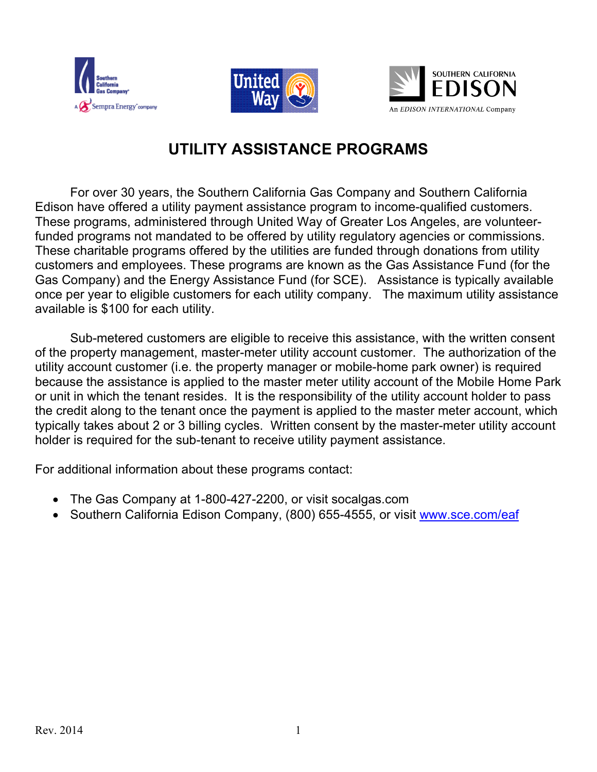# UTILITY ASSISTANCE PROGRAMS

For over 30 years, the Southern California Gas Company and Southern California Edison have offered a utility payment assistance program to income-qualified customers. These programs, administered through United Way of Greater Los Angeles, are volunteer-funded programs not mandated to be offered by utility regulatory agencies or commissions. These charitable programs offered by the utilities are funded through donations from utility customers and employees. These programs are known as the Gas Assistance Fund (for the Gas Company) and the Energy Assistance Fund (for SCE). Assistance is typically available once per year to eligible customers for each utility company. The maximum utility assistance available is $100 for each utility.

Sub-metered customers are eligible to receive this assistance, with the written consent of the property management, master-meter utility account customer. The authorization of the utility account customer (i.e. the property manager or mobile-home park owner) is required because the assistance is applied to the master meter utility account of the Mobile Home Park or unit in which the tenant resides. It is the responsibility of the utility account holder to pass the credit along to the tenant once the payment is applied to the master meter account, which typically takes about 2 or 3 billing cycles. Written consent by the master-meter utility account holder is required for the sub-tenant to receive utility payment assistance.

For additional information about these programs contact:

- The Gas Company at 1-800-427-2200, or visit socalgas.com
- Southern California Edison Company, (800) 655-4555, or visit [www.sce.com/eaf](http://www.sce.com/eaf)

Rev. 2014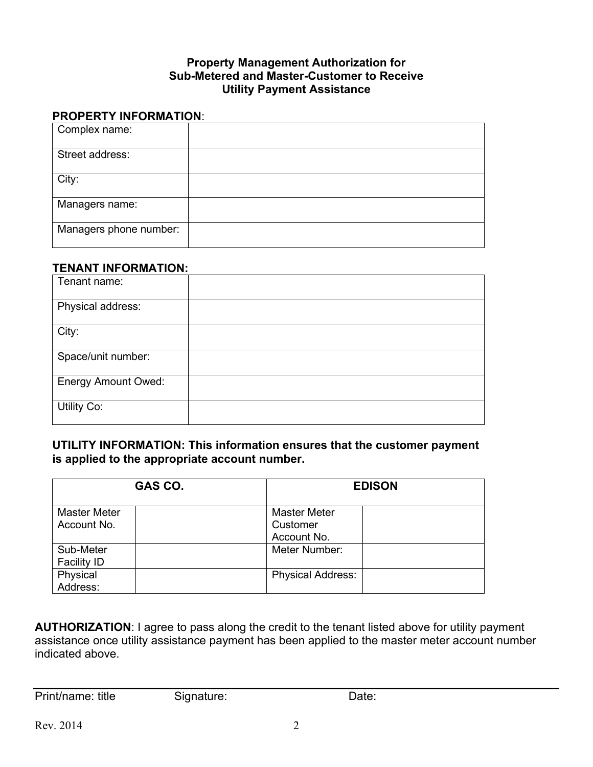**Property Management Authorization for Sub-Metered and Master-Customer to Receive Utility Payment Assistance**

**PROPERTY INFORMATION**:

| | |
|---|---|
| Complex name: | |
| Street address: | |
| City: | |
| Managers name: | |
| Managers phone number: | |

**TENANT INFORMATION:**

| | |
|---|---|
| Tenant name: | |
| Physical address: | |
| City: | |
| Space/unit number: | |
| Energy Amount Owed: | |
| Utility Co: | |

**UTILITY INFORMATION: This information ensures that the customer payment is applied to the appropriate account number.**

| GAS CO. | | EDISON | |
|---|---|---|---|
| Master Meter Account No. | | Master Meter Customer Account No. | |
| Sub-Meter Facility ID | | Meter Number: | |
| Physical Address: | | Physical Address: | |

**AUTHORIZATION**: I agree to pass along the credit to the tenant listed above for utility payment assistance once utility assistance payment has been applied to the master meter account number indicated above.

Print/name: title Signature: Date:

Rev. 2014